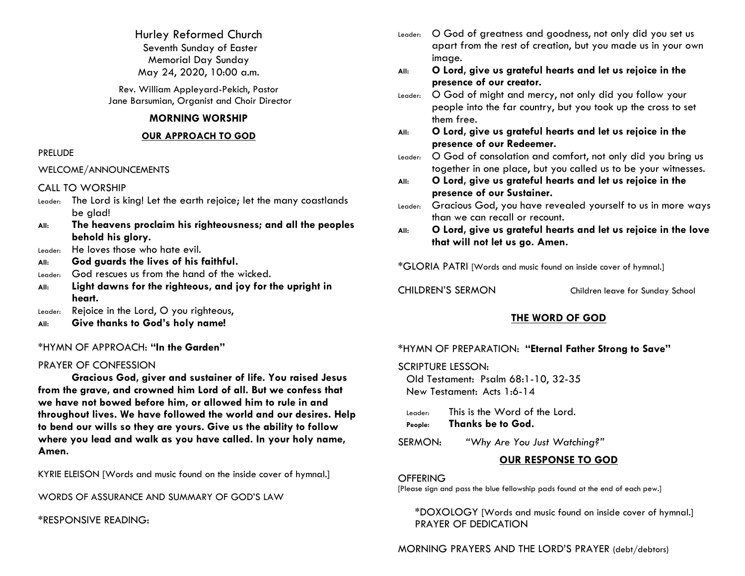# Hurley Reformed Church

Seventh Sunday of Easter
Memorial Day Sunday
May 24, 2020, 10:00 a.m.

Rev. William Appleyard-Pekich, Pastor
Jane Barsumian, Organist and Choir Director

## MORNING WORSHIP

### OUR APPROACH TO GOD

PRELUDE

WELCOME/ANNOUNCEMENTS

CALL TO WORSHIP

Leader: The Lord is king! Let the earth rejoice; let the many coastlands be glad!

**All: The heavens proclaim his righteousness; and all the peoples behold his glory.**

Leader: He loves those who hate evil.

**All: God guards the lives of his faithful.**

Leader: God rescues us from the hand of the wicked.

**All: Light dawns for the righteous, and joy for the upright in heart.**

Leader: Rejoice in the Lord, O you righteous,

**All: Give thanks to God's holy name!**

*HYMN OF APPROACH: **"In the Garden"**

PRAYER OF CONFESSION

**Gracious God, giver and sustainer of life. You raised Jesus from the grave, and crowned him Lord of all. But we confess that we have not bowed before him, or allowed him to rule in and throughout lives. We have followed the world and our desires. Help to bend our wills so they are yours. Give us the ability to follow where you lead and walk as you have called. In your holy name, Amen.**

KYRIE ELEISON [Words and music found on the inside cover of hymnal.]

WORDS OF ASSURANCE AND SUMMARY OF GOD'S LAW

*RESPONSIVE READING:

Leader: O God of greatness and goodness, not only did you set us apart from the rest of creation, but you made us in your own image.

**All: O Lord, give us grateful hearts and let us rejoice in the presence of our creator.**

Leader: O God of might and mercy, not only did you follow your people into the far country, but you took up the cross to set them free.

**All: O Lord, give us grateful hearts and let us rejoice in the presence of our Redeemer.**

Leader: O God of consolation and comfort, not only did you bring us together in one place, but you called us to be your witnesses.

**All: O Lord, give us grateful hearts and let us rejoice in the presence of our Sustainer.**

Leader: Gracious God, you have revealed yourself to us in more ways than we can recall or recount.

**All: O Lord, give us grateful hearts and let us rejoice in the love that will not let us go. Amen.**

*GLORIA PATRI [Words and music found on inside cover of hymnal.]

CHILDREN'S SERMON — Children leave for Sunday School

### THE WORD OF GOD

*HYMN OF PREPARATION: **"Eternal Father Strong to Save"**

SCRIPTURE LESSON:
Old Testament: Psalm 68:1-10, 32-35
New Testament: Acts 1:6-14

Leader: This is the Word of the Lord.

**People: Thanks be to God.**

SERMON: *"Why Are You Just Watching?"*

### OUR RESPONSE TO GOD

OFFERING
[Please sign and pass the blue fellowship pads found at the end of each pew.]

*DOXOLOGY [Words and music found on inside cover of hymnal.]
PRAYER OF DEDICATION

MORNING PRAYERS AND THE LORD'S PRAYER (debt/debtors)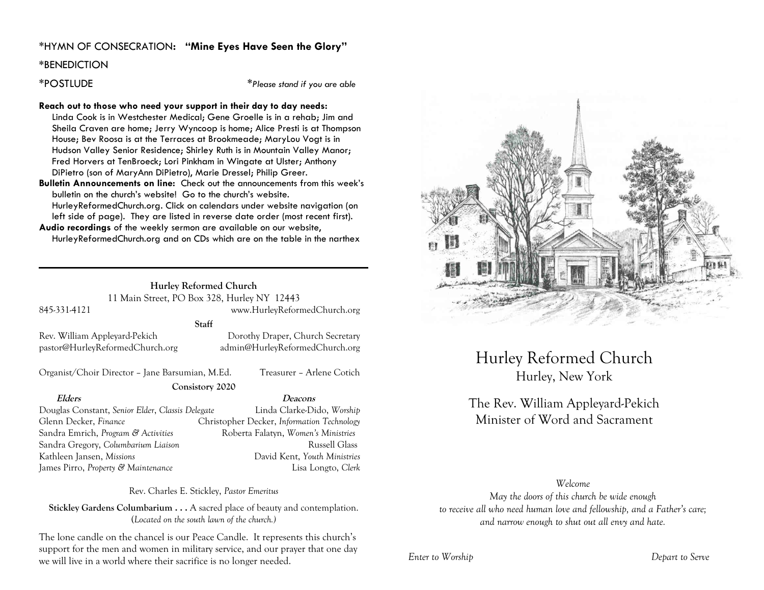\*HYMN OF CONSECRATION: **"Mine Eyes Have Seen the Glory"**

\*BENEDICTION

\*POSTLUDE

*\*Please stand if you are able*

**Reach out to those who need your support in their day to day needs:** Linda Cook is in Westchester Medical; Gene Groelle is in a rehab; Jim and Sheila Craven are home; Jerry Wyncoop is home; Alice Presti is at Thompson House; Bev Roosa is at the Terraces at Brookmeade; MaryLou Vogt is in Hudson Valley Senior Residence; Shirley Ruth is in Mountain Valley Manor; Fred Horvers at TenBroeck; Lori Pinkham in Wingate at Ulster; Anthony DiPietro (son of MaryAnn DiPietro), Marie Dressel; Philip Greer.

**Bulletin Announcements on line:** Check out the announcements from this week's bulletin on the church's website! Go to the church's website. HurleyReformedChurch.org. Click on calendars under website navigation (on left side of page). They are listed in reverse date order (most recent first).

**Audio recordings** of the weekly sermon are available on our website, HurleyReformedChurch.org and on CDs which are on the table in the narthex

---

**Hurley Reformed Church**

11 Main Street, PO Box 328, Hurley NY 12443

845-331-4121 www.HurleyReformedChurch.org

**Staff**

Rev. William Appleyard-Pekich
pastor@HurleyReformedChurch.org

Dorothy Draper, Church Secretary
admin@HurleyReformedChurch.org

Organist/Choir Director – Jane Barsumian, M.Ed.

Treasurer – Arlene Cotich

**Consistory 2020**

| **Elders** | **Deacons** |
|---|---|
| Douglas Constant, *Senior Elder, Classis Delegate* | Linda Clarke-Dido, *Worship* |
| Glenn Decker, *Finance* | Christopher Decker, *Information Technology* |
| Sandra Emrich, *Program & Activities* | Roberta Falatyn, *Women's Ministries* |
| Sandra Gregory, *Columbarium Liaison* | Russell Glass |
| Kathleen Jansen, *Missions* | David Kent, *Youth Ministries* |
| James Pirro, *Property & Maintenance* | Lisa Longto, *Clerk* |

Rev. Charles E. Stickley, *Pastor Emeritus*

**Stickley Gardens Columbarium . . .** A sacred place of beauty and contemplation. (*Located on the south lawn of the church.*)

The lone candle on the chancel is our Peace Candle. It represents this church's support for the men and women in military service, and our prayer that one day we will live in a world where their sacrifice is no longer needed.

# Hurley Reformed Church

## Hurley, New York

The Rev. William Appleyard-Pekich
Minister of Word and Sacrament

*Welcome*

*May the doors of this church be wide enough*
*to receive all who need human love and fellowship, and a Father's care;*
*and narrow enough to shut out all envy and hate.*

*Enter to Worship* *Depart to Serve*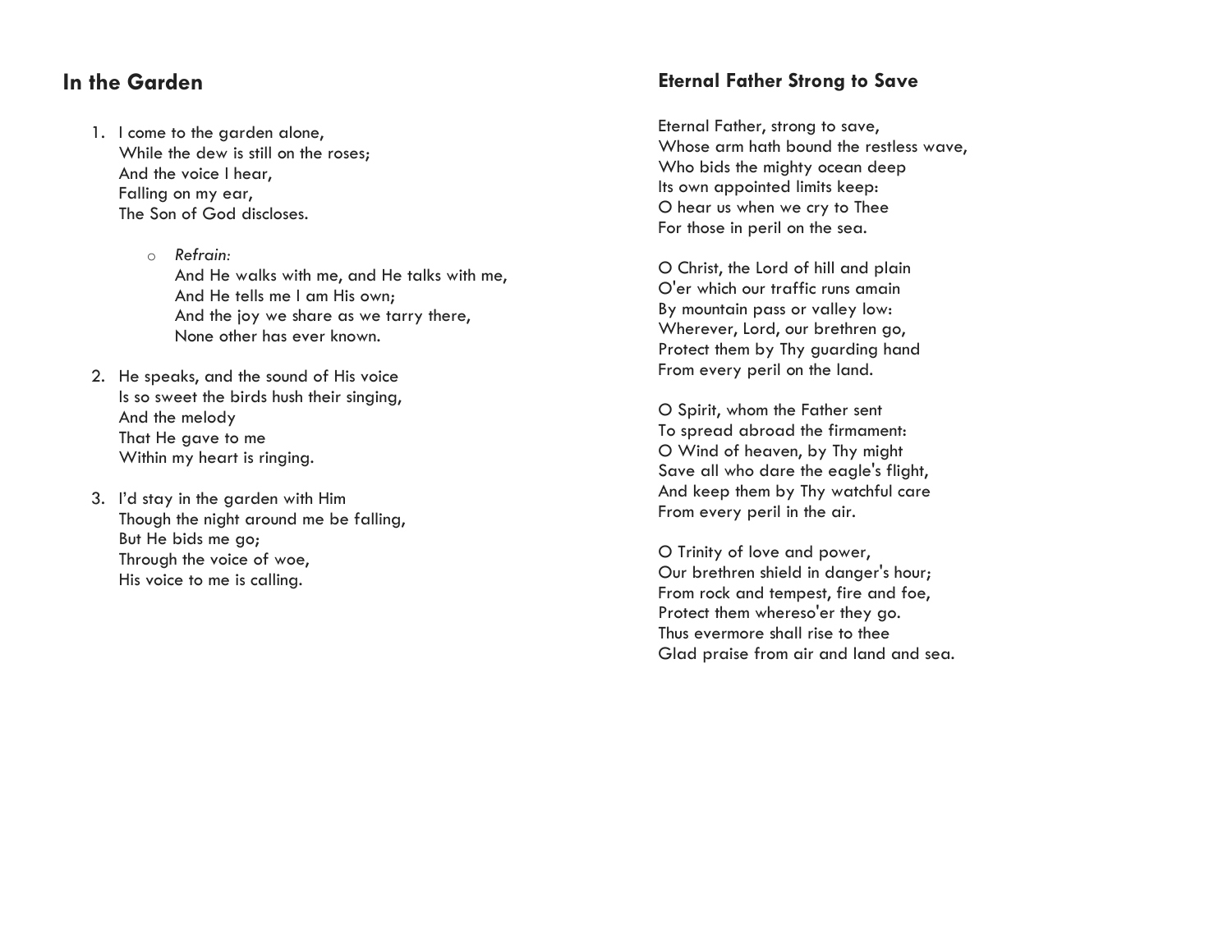## In the Garden

1. I come to the garden alone,  
   While the dew is still on the roses;  
   And the voice I hear,  
   Falling on my ear,  
   The Son of God discloses.

   - *Refrain:*  
     And He walks with me, and He talks with me,  
     And He tells me I am His own;  
     And the joy we share as we tarry there,  
     None other has ever known.

2. He speaks, and the sound of His voice  
   Is so sweet the birds hush their singing,  
   And the melody  
   That He gave to me  
   Within my heart is ringing.

3. I'd stay in the garden with Him  
   Though the night around me be falling,  
   But He bids me go;  
   Through the voice of woe,  
   His voice to me is calling.

## Eternal Father Strong to Save

Eternal Father, strong to save,  
Whose arm hath bound the restless wave,  
Who bids the mighty ocean deep  
Its own appointed limits keep:  
O hear us when we cry to Thee  
For those in peril on the sea.

O Christ, the Lord of hill and plain  
O'er which our traffic runs amain  
By mountain pass or valley low:  
Wherever, Lord, our brethren go,  
Protect them by Thy guarding hand  
From every peril on the land.

O Spirit, whom the Father sent  
To spread abroad the firmament:  
O Wind of heaven, by Thy might  
Save all who dare the eagle's flight,  
And keep them by Thy watchful care  
From every peril in the air.

O Trinity of love and power,  
Our brethren shield in danger's hour;  
From rock and tempest, fire and foe,  
Protect them whereso'er they go.  
Thus evermore shall rise to thee  
Glad praise from air and land and sea.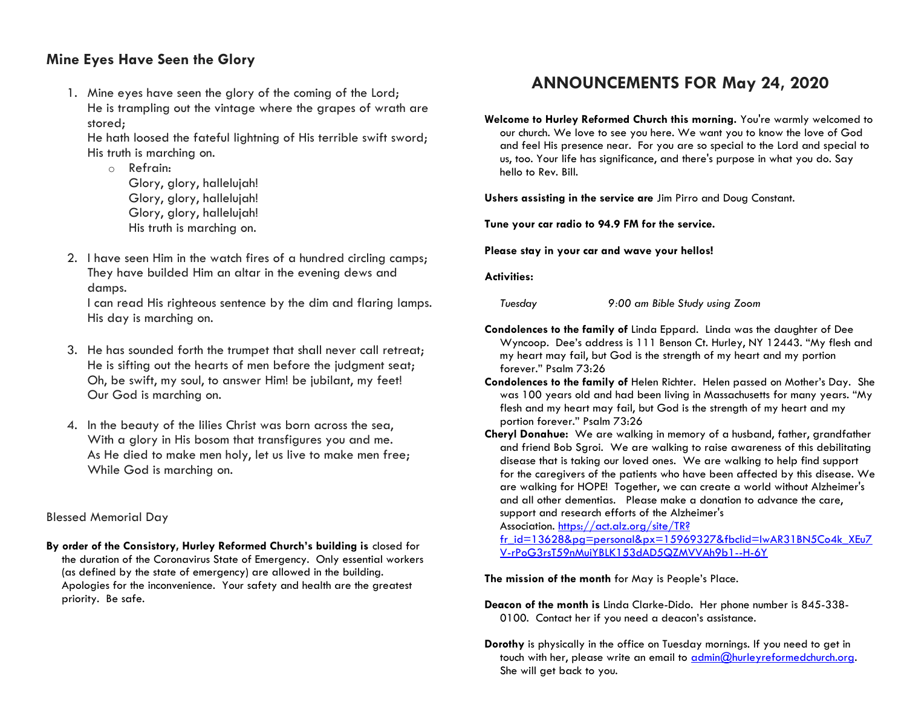## Mine Eyes Have Seen the Glory

1. Mine eyes have seen the glory of the coming of the Lord;
   He is trampling out the vintage where the grapes of wrath are stored;
   He hath loosed the fateful lightning of His terrible swift sword;
   His truth is marching on.
   - Refrain:
     Glory, glory, hallelujah!
     Glory, glory, hallelujah!
     Glory, glory, hallelujah!
     His truth is marching on.

2. I have seen Him in the watch fires of a hundred circling camps;
   They have builded Him an altar in the evening dews and damps.
   I can read His righteous sentence by the dim and flaring lamps.
   His day is marching on.

3. He has sounded forth the trumpet that shall never call retreat;
   He is sifting out the hearts of men before the judgment seat;
   Oh, be swift, my soul, to answer Him! be jubilant, my feet!
   Our God is marching on.

4. In the beauty of the lilies Christ was born across the sea,
   With a glory in His bosom that transfigures you and me.
   As He died to make men holy, let us live to make men free;
   While God is marching on.

Blessed Memorial Day

**By order of the Consistory, Hurley Reformed Church's building is** closed for the duration of the Coronavirus State of Emergency. Only essential workers (as defined by the state of emergency) are allowed in the building. Apologies for the inconvenience. Your safety and health are the greatest priority. Be safe.

# ANNOUNCEMENTS FOR May 24, 2020

**Welcome to Hurley Reformed Church this morning.** You're warmly welcomed to our church. We love to see you here. We want you to know the love of God and feel His presence near. For you are so special to the Lord and special to us, too. Your life has significance, and there's purpose in what you do. Say hello to Rev. Bill.

**Ushers assisting in the service are** Jim Pirro and Doug Constant.

**Tune your car radio to 94.9 FM for the service.**

**Please stay in your car and wave your hellos!**

**Activities:**

*Tuesday* *9:00 am Bible Study using Zoom*

**Condolences to the family of** Linda Eppard. Linda was the daughter of Dee Wyncoop. Dee's address is 111 Benson Ct. Hurley, NY 12443. "My flesh and my heart may fail, but God is the strength of my heart and my portion forever." Psalm 73:26

**Condolences to the family of** Helen Richter. Helen passed on Mother's Day. She was 100 years old and had been living in Massachusetts for many years. "My flesh and my heart may fail, but God is the strength of my heart and my portion forever." Psalm 73:26

**Cheryl Donahue:** We are walking in memory of a husband, father, grandfather and friend Bob Sgroi. We are walking to raise awareness of this debilitating disease that is taking our loved ones. We are walking to help find support for the caregivers of the patients who have been affected by this disease. We are walking for HOPE! Together, we can create a world without Alzheimer's and all other dementias. Please make a donation to advance the care, support and research efforts of the Alzheimer's Association. https://act.alz.org/site/TR?fr_id=13628&pg=personal&px=15969327&fbclid=IwAR31BN5Co4k_XEu7V-rPoG3rsT59nMuiYBLK153dAD5QZMVVAh9b1--H-6Y

**The mission of the month** for May is People's Place.

**Deacon of the month is** Linda Clarke-Dido. Her phone number is 845-338-0100. Contact her if you need a deacon's assistance.

**Dorothy** is physically in the office on Tuesday mornings. If you need to get in touch with her, please write an email to admin@hurleyreformedchurch.org. She will get back to you.